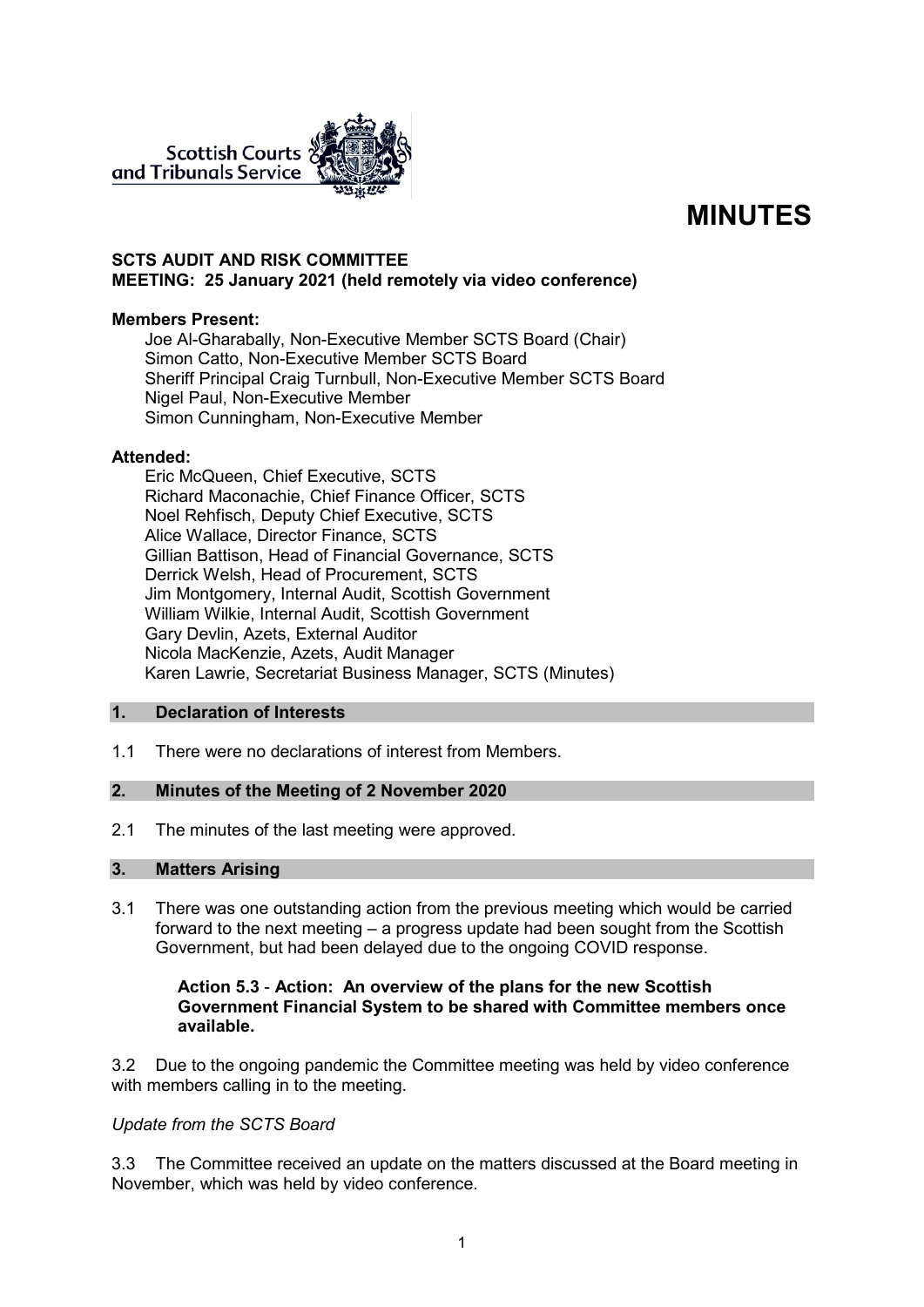# MINUTES

**SCTS AUDIT AND RISK COMMITTEE**
**MEETING: 25 January 2021 (held remotely via video conference)**

**Members Present:**

Joe Al-Gharabally, Non-Executive Member SCTS Board (Chair)
Simon Catto, Non-Executive Member SCTS Board
Sheriff Principal Craig Turnbull, Non-Executive Member SCTS Board
Nigel Paul, Non-Executive Member
Simon Cunningham, Non-Executive Member

**Attended:**

Eric McQueen, Chief Executive, SCTS
Richard Maconachie, Chief Finance Officer, SCTS
Noel Rehfisch, Deputy Chief Executive, SCTS
Alice Wallace, Director Finance, SCTS
Gillian Battison, Head of Financial Governance, SCTS
Derrick Welsh, Head of Procurement, SCTS
Jim Montgomery, Internal Audit, Scottish Government
William Wilkie, Internal Audit, Scottish Government
Gary Devlin, Azets, External Auditor
Nicola MacKenzie, Azets, Audit Manager
Karen Lawrie, Secretariat Business Manager, SCTS (Minutes)

## 1. Declaration of Interests

1.1 There were no declarations of interest from Members.

## 2. Minutes of the Meeting of 2 November 2020

2.1 The minutes of the last meeting were approved.

## 3. Matters Arising

3.1 There was one outstanding action from the previous meeting which would be carried forward to the next meeting – a progress update had been sought from the Scottish Government, but had been delayed due to the ongoing COVID response.

**Action 5.3 - Action: An overview of the plans for the new Scottish Government Financial System to be shared with Committee members once available.**

3.2 Due to the ongoing pandemic the Committee meeting was held by video conference with members calling in to the meeting.

*Update from the SCTS Board*

3.3 The Committee received an update on the matters discussed at the Board meeting in November, which was held by video conference.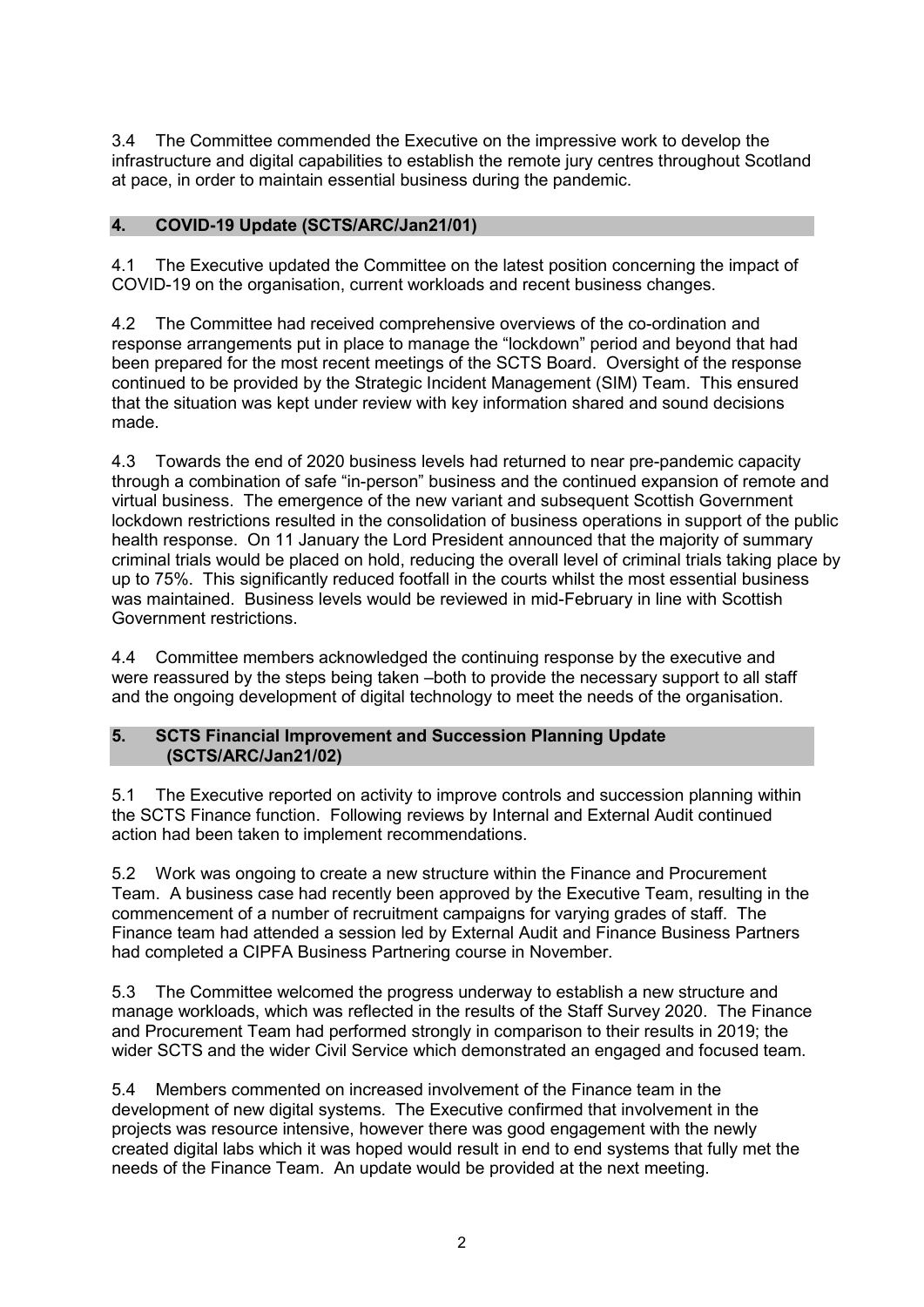3.4 The Committee commended the Executive on the impressive work to develop the infrastructure and digital capabilities to establish the remote jury centres throughout Scotland at pace, in order to maintain essential business during the pandemic.

## 4. COVID-19 Update (SCTS/ARC/Jan21/01)

4.1 The Executive updated the Committee on the latest position concerning the impact of COVID-19 on the organisation, current workloads and recent business changes.

4.2 The Committee had received comprehensive overviews of the co-ordination and response arrangements put in place to manage the "lockdown" period and beyond that had been prepared for the most recent meetings of the SCTS Board. Oversight of the response continued to be provided by the Strategic Incident Management (SIM) Team. This ensured that the situation was kept under review with key information shared and sound decisions made.

4.3 Towards the end of 2020 business levels had returned to near pre-pandemic capacity through a combination of safe "in-person" business and the continued expansion of remote and virtual business. The emergence of the new variant and subsequent Scottish Government lockdown restrictions resulted in the consolidation of business operations in support of the public health response. On 11 January the Lord President announced that the majority of summary criminal trials would be placed on hold, reducing the overall level of criminal trials taking place by up to 75%. This significantly reduced footfall in the courts whilst the most essential business was maintained. Business levels would be reviewed in mid-February in line with Scottish Government restrictions.

4.4 Committee members acknowledged the continuing response by the executive and were reassured by the steps being taken –both to provide the necessary support to all staff and the ongoing development of digital technology to meet the needs of the organisation.

## 5. SCTS Financial Improvement and Succession Planning Update (SCTS/ARC/Jan21/02)

5.1 The Executive reported on activity to improve controls and succession planning within the SCTS Finance function. Following reviews by Internal and External Audit continued action had been taken to implement recommendations.

5.2 Work was ongoing to create a new structure within the Finance and Procurement Team. A business case had recently been approved by the Executive Team, resulting in the commencement of a number of recruitment campaigns for varying grades of staff. The Finance team had attended a session led by External Audit and Finance Business Partners had completed a CIPFA Business Partnering course in November.

5.3 The Committee welcomed the progress underway to establish a new structure and manage workloads, which was reflected in the results of the Staff Survey 2020. The Finance and Procurement Team had performed strongly in comparison to their results in 2019; the wider SCTS and the wider Civil Service which demonstrated an engaged and focused team.

5.4 Members commented on increased involvement of the Finance team in the development of new digital systems. The Executive confirmed that involvement in the projects was resource intensive, however there was good engagement with the newly created digital labs which it was hoped would result in end to end systems that fully met the needs of the Finance Team. An update would be provided at the next meeting.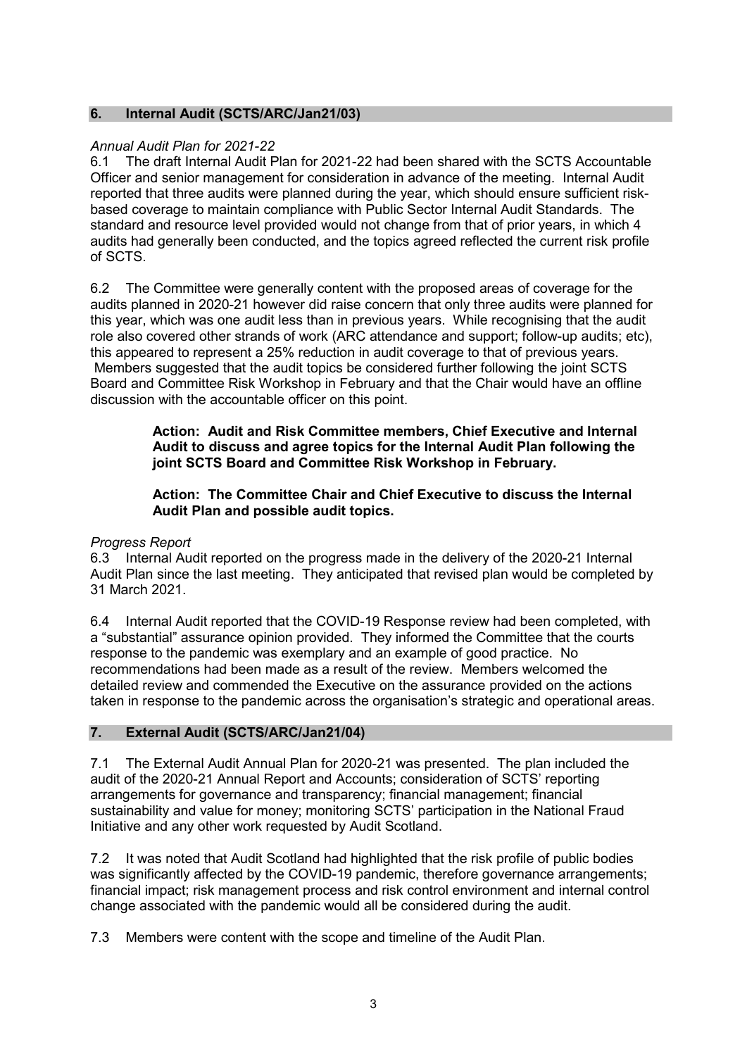## 6. Internal Audit (SCTS/ARC/Jan21/03)

*Annual Audit Plan for 2021-22*

6.1 The draft Internal Audit Plan for 2021-22 had been shared with the SCTS Accountable Officer and senior management for consideration in advance of the meeting. Internal Audit reported that three audits were planned during the year, which should ensure sufficient risk-based coverage to maintain compliance with Public Sector Internal Audit Standards. The standard and resource level provided would not change from that of prior years, in which 4 audits had generally been conducted, and the topics agreed reflected the current risk profile of SCTS.

6.2 The Committee were generally content with the proposed areas of coverage for the audits planned in 2020-21 however did raise concern that only three audits were planned for this year, which was one audit less than in previous years. While recognising that the audit role also covered other strands of work (ARC attendance and support; follow-up audits; etc), this appeared to represent a 25% reduction in audit coverage to that of previous years. Members suggested that the audit topics be considered further following the joint SCTS Board and Committee Risk Workshop in February and that the Chair would have an offline discussion with the accountable officer on this point.

> **Action: Audit and Risk Committee members, Chief Executive and Internal Audit to discuss and agree topics for the Internal Audit Plan following the joint SCTS Board and Committee Risk Workshop in February.**

> **Action: The Committee Chair and Chief Executive to discuss the Internal Audit Plan and possible audit topics.**

*Progress Report*

6.3 Internal Audit reported on the progress made in the delivery of the 2020-21 Internal Audit Plan since the last meeting. They anticipated that revised plan would be completed by 31 March 2021.

6.4 Internal Audit reported that the COVID-19 Response review had been completed, with a "substantial" assurance opinion provided. They informed the Committee that the courts response to the pandemic was exemplary and an example of good practice. No recommendations had been made as a result of the review. Members welcomed the detailed review and commended the Executive on the assurance provided on the actions taken in response to the pandemic across the organisation's strategic and operational areas.

## 7. External Audit (SCTS/ARC/Jan21/04)

7.1 The External Audit Annual Plan for 2020-21 was presented. The plan included the audit of the 2020-21 Annual Report and Accounts; consideration of SCTS' reporting arrangements for governance and transparency; financial management; financial sustainability and value for money; monitoring SCTS' participation in the National Fraud Initiative and any other work requested by Audit Scotland.

7.2 It was noted that Audit Scotland had highlighted that the risk profile of public bodies was significantly affected by the COVID-19 pandemic, therefore governance arrangements; financial impact; risk management process and risk control environment and internal control change associated with the pandemic would all be considered during the audit.

7.3 Members were content with the scope and timeline of the Audit Plan.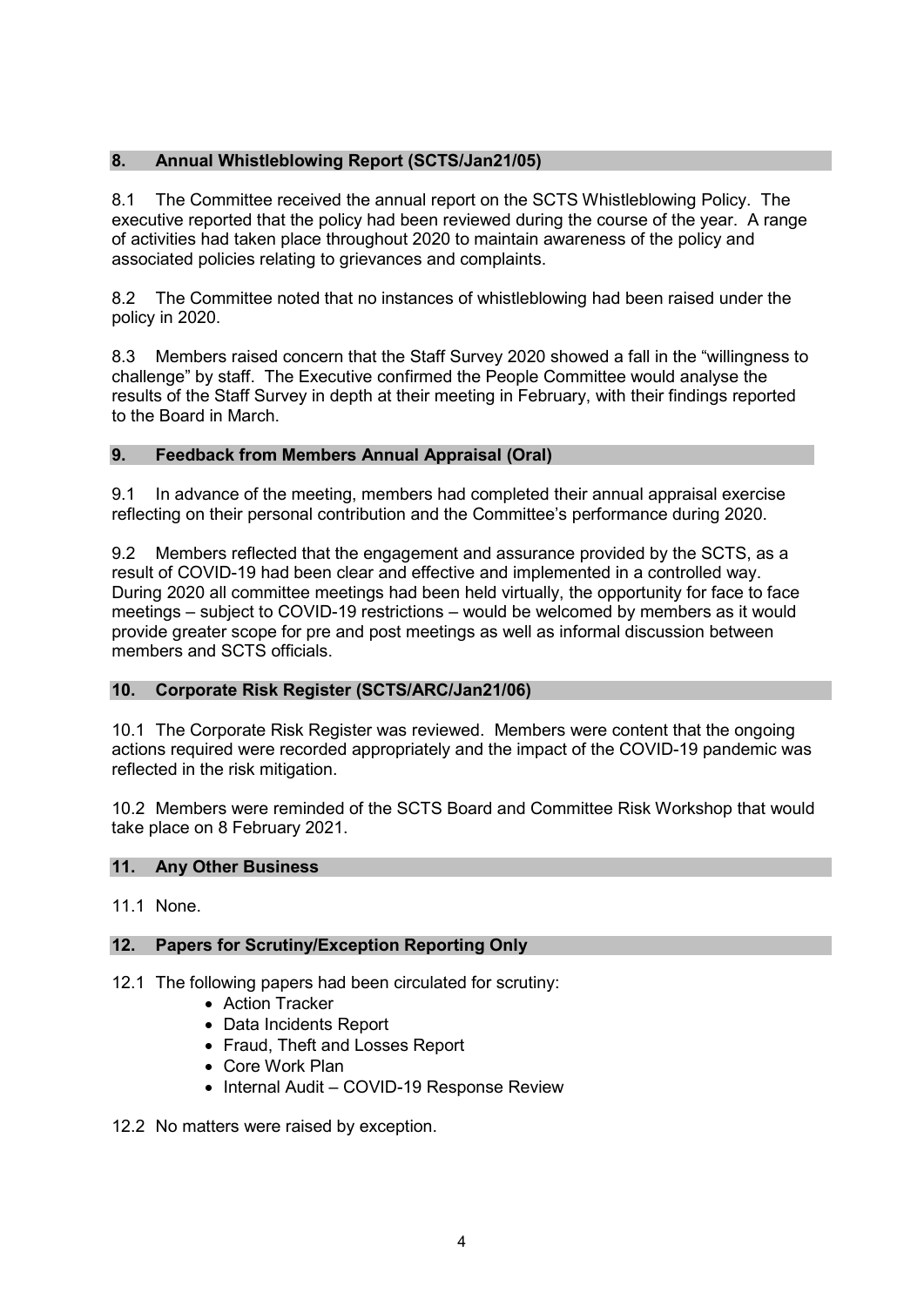## 8. Annual Whistleblowing Report (SCTS/Jan21/05)

8.1 The Committee received the annual report on the SCTS Whistleblowing Policy. The executive reported that the policy had been reviewed during the course of the year. A range of activities had taken place throughout 2020 to maintain awareness of the policy and associated policies relating to grievances and complaints.

8.2 The Committee noted that no instances of whistleblowing had been raised under the policy in 2020.

8.3 Members raised concern that the Staff Survey 2020 showed a fall in the "willingness to challenge" by staff. The Executive confirmed the People Committee would analyse the results of the Staff Survey in depth at their meeting in February, with their findings reported to the Board in March.

## 9. Feedback from Members Annual Appraisal (Oral)

9.1 In advance of the meeting, members had completed their annual appraisal exercise reflecting on their personal contribution and the Committee's performance during 2020.

9.2 Members reflected that the engagement and assurance provided by the SCTS, as a result of COVID-19 had been clear and effective and implemented in a controlled way. During 2020 all committee meetings had been held virtually, the opportunity for face to face meetings – subject to COVID-19 restrictions – would be welcomed by members as it would provide greater scope for pre and post meetings as well as informal discussion between members and SCTS officials.

## 10. Corporate Risk Register (SCTS/ARC/Jan21/06)

10.1 The Corporate Risk Register was reviewed. Members were content that the ongoing actions required were recorded appropriately and the impact of the COVID-19 pandemic was reflected in the risk mitigation.

10.2 Members were reminded of the SCTS Board and Committee Risk Workshop that would take place on 8 February 2021.

## 11. Any Other Business

11.1 None.

## 12. Papers for Scrutiny/Exception Reporting Only

12.1 The following papers had been circulated for scrutiny:

- Action Tracker
- Data Incidents Report
- Fraud, Theft and Losses Report
- Core Work Plan
- Internal Audit – COVID-19 Response Review

12.2 No matters were raised by exception.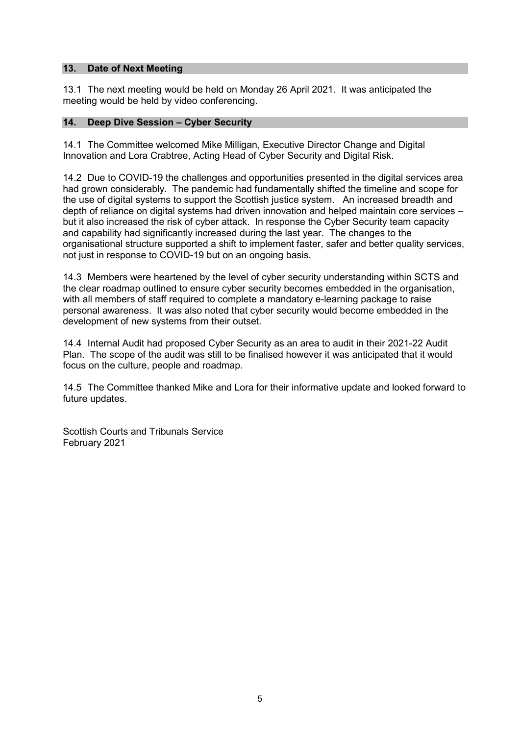## 13. Date of Next Meeting

13.1 The next meeting would be held on Monday 26 April 2021. It was anticipated the meeting would be held by video conferencing.

## 14. Deep Dive Session – Cyber Security

14.1 The Committee welcomed Mike Milligan, Executive Director Change and Digital Innovation and Lora Crabtree, Acting Head of Cyber Security and Digital Risk.

14.2 Due to COVID-19 the challenges and opportunities presented in the digital services area had grown considerably. The pandemic had fundamentally shifted the timeline and scope for the use of digital systems to support the Scottish justice system. An increased breadth and depth of reliance on digital systems had driven innovation and helped maintain core services – but it also increased the risk of cyber attack. In response the Cyber Security team capacity and capability had significantly increased during the last year. The changes to the organisational structure supported a shift to implement faster, safer and better quality services, not just in response to COVID-19 but on an ongoing basis.

14.3 Members were heartened by the level of cyber security understanding within SCTS and the clear roadmap outlined to ensure cyber security becomes embedded in the organisation, with all members of staff required to complete a mandatory e-learning package to raise personal awareness. It was also noted that cyber security would become embedded in the development of new systems from their outset.

14.4 Internal Audit had proposed Cyber Security as an area to audit in their 2021-22 Audit Plan. The scope of the audit was still to be finalised however it was anticipated that it would focus on the culture, people and roadmap.

14.5 The Committee thanked Mike and Lora for their informative update and looked forward to future updates.

Scottish Courts and Tribunals Service
February 2021